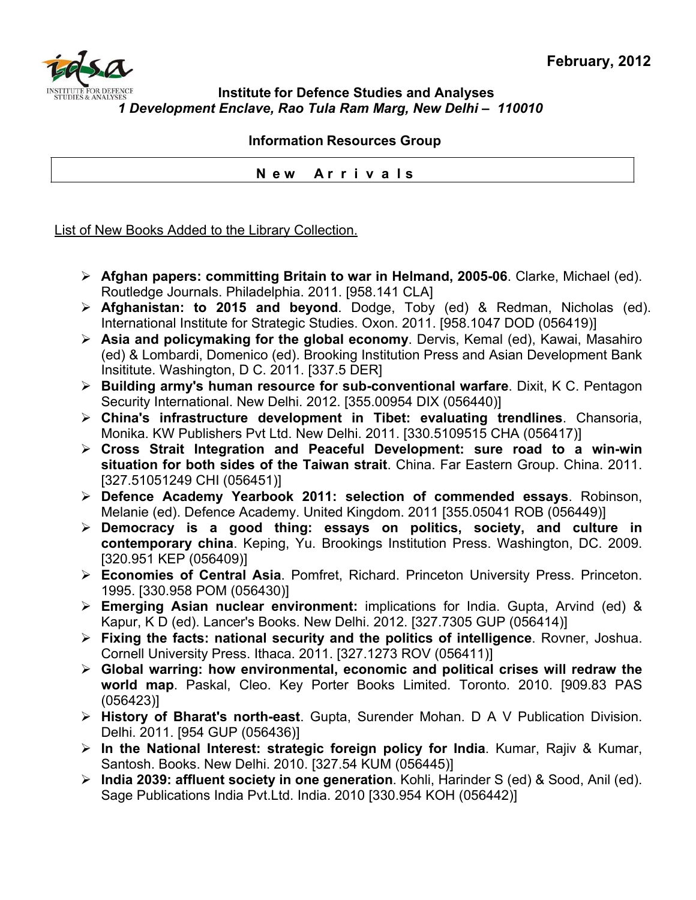February, 2012

**Institute for Defence Studies and Analyses**
***1 Development Enclave, Rao Tula Ram Marg, New Delhi – 110010***

**Information Resources Group**

**N e w   A r r i v a l s**

List of New Books Added to the Library Collection.

- **Afghan papers: committing Britain to war in Helmand, 2005-06**. Clarke, Michael (ed). Routledge Journals. Philadelphia. 2011. [958.141 CLA]
- **Afghanistan: to 2015 and beyond**. Dodge, Toby (ed) & Redman, Nicholas (ed). International Institute for Strategic Studies. Oxon. 2011. [958.1047 DOD (056419)]
- **Asia and policymaking for the global economy**. Dervis, Kemal (ed), Kawai, Masahiro (ed) & Lombardi, Domenico (ed). Brooking Institution Press and Asian Development Bank Insititute. Washington, D C. 2011. [337.5 DER]
- **Building army's human resource for sub-conventional warfare**. Dixit, K C. Pentagon Security International. New Delhi. 2012. [355.00954 DIX (056440)]
- **China's infrastructure development in Tibet: evaluating trendlines**. Chansoria, Monika. KW Publishers Pvt Ltd. New Delhi. 2011. [330.5109515 CHA (056417)]
- **Cross Strait Integration and Peaceful Development: sure road to a win-win situation for both sides of the Taiwan strait**. China. Far Eastern Group. China. 2011. [327.51051249 CHI (056451)]
- **Defence Academy Yearbook 2011: selection of commended essays**. Robinson, Melanie (ed). Defence Academy. United Kingdom. 2011 [355.05041 ROB (056449)]
- **Democracy is a good thing: essays on politics, society, and culture in contemporary china**. Keping, Yu. Brookings Institution Press. Washington, DC. 2009. [320.951 KEP (056409)]
- **Economies of Central Asia**. Pomfret, Richard. Princeton University Press. Princeton. 1995. [330.958 POM (056430)]
- **Emerging Asian nuclear environment:** implications for India. Gupta, Arvind (ed) & Kapur, K D (ed). Lancer's Books. New Delhi. 2012. [327.7305 GUP (056414)]
- **Fixing the facts: national security and the politics of intelligence**. Rovner, Joshua. Cornell University Press. Ithaca. 2011. [327.1273 ROV (056411)]
- **Global warring: how environmental, economic and political crises will redraw the world map**. Paskal, Cleo. Key Porter Books Limited. Toronto. 2010. [909.83 PAS (056423)]
- **History of Bharat's north-east**. Gupta, Surender Mohan. D A V Publication Division. Delhi. 2011. [954 GUP (056436)]
- **In the National Interest: strategic foreign policy for India**. Kumar, Rajiv & Kumar, Santosh. Books. New Delhi. 2010. [327.54 KUM (056445)]
- **India 2039: affluent society in one generation**. Kohli, Harinder S (ed) & Sood, Anil (ed). Sage Publications India Pvt.Ltd. India. 2010 [330.954 KOH (056442)]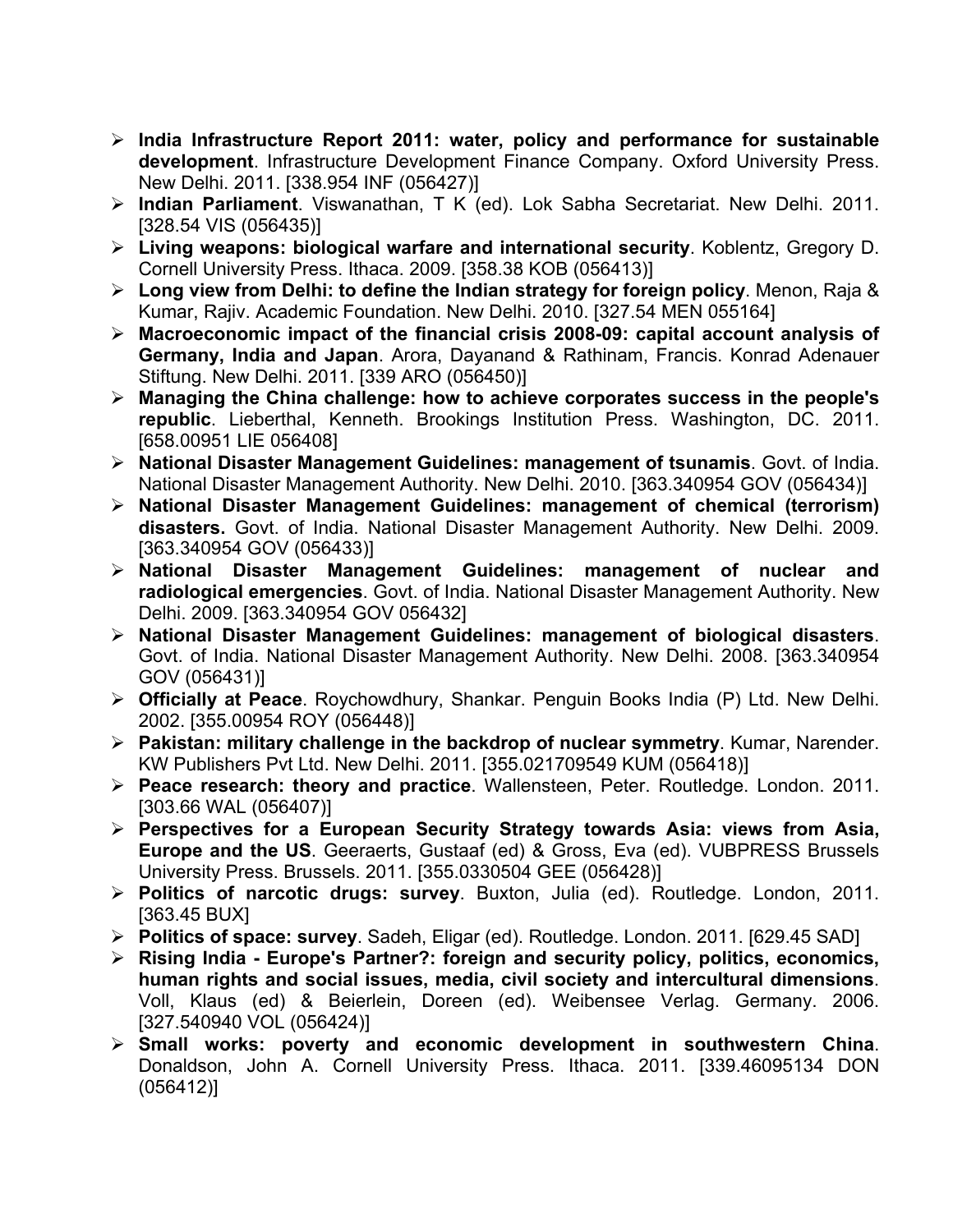- **India Infrastructure Report 2011: water, policy and performance for sustainable development**. Infrastructure Development Finance Company. Oxford University Press. New Delhi. 2011. [338.954 INF (056427)]
- **Indian Parliament**. Viswanathan, T K (ed). Lok Sabha Secretariat. New Delhi. 2011. [328.54 VIS (056435)]
- **Living weapons: biological warfare and international security**. Koblentz, Gregory D. Cornell University Press. Ithaca. 2009. [358.38 KOB (056413)]
- **Long view from Delhi: to define the Indian strategy for foreign policy**. Menon, Raja & Kumar, Rajiv. Academic Foundation. New Delhi. 2010. [327.54 MEN 055164]
- **Macroeconomic impact of the financial crisis 2008-09: capital account analysis of Germany, India and Japan**. Arora, Dayanand & Rathinam, Francis. Konrad Adenauer Stiftung. New Delhi. 2011. [339 ARO (056450)]
- **Managing the China challenge: how to achieve corporates success in the people's republic**. Lieberthal, Kenneth. Brookings Institution Press. Washington, DC. 2011. [658.00951 LIE 056408]
- **National Disaster Management Guidelines: management of tsunamis**. Govt. of India. National Disaster Management Authority. New Delhi. 2010. [363.340954 GOV (056434)]
- **National Disaster Management Guidelines: management of chemical (terrorism) disasters.** Govt. of India. National Disaster Management Authority. New Delhi. 2009. [363.340954 GOV (056433)]
- **National Disaster Management Guidelines: management of nuclear and radiological emergencies**. Govt. of India. National Disaster Management Authority. New Delhi. 2009. [363.340954 GOV 056432]
- **National Disaster Management Guidelines: management of biological disasters**. Govt. of India. National Disaster Management Authority. New Delhi. 2008. [363.340954 GOV (056431)]
- **Officially at Peace**. Roychowdhury, Shankar. Penguin Books India (P) Ltd. New Delhi. 2002. [355.00954 ROY (056448)]
- **Pakistan: military challenge in the backdrop of nuclear symmetry**. Kumar, Narender. KW Publishers Pvt Ltd. New Delhi. 2011. [355.021709549 KUM (056418)]
- **Peace research: theory and practice**. Wallensteen, Peter. Routledge. London. 2011. [303.66 WAL (056407)]
- **Perspectives for a European Security Strategy towards Asia: views from Asia, Europe and the US**. Geeraerts, Gustaaf (ed) & Gross, Eva (ed). VUBPRESS Brussels University Press. Brussels. 2011. [355.0330504 GEE (056428)]
- **Politics of narcotic drugs: survey**. Buxton, Julia (ed). Routledge. London, 2011. [363.45 BUX]
- **Politics of space: survey**. Sadeh, Eligar (ed). Routledge. London. 2011. [629.45 SAD]
- **Rising India - Europe's Partner?: foreign and security policy, politics, economics, human rights and social issues, media, civil society and intercultural dimensions**. Voll, Klaus (ed) & Beierlein, Doreen (ed). Weibensee Verlag. Germany. 2006. [327.540940 VOL (056424)]
- **Small works: poverty and economic development in southwestern China**. Donaldson, John A. Cornell University Press. Ithaca. 2011. [339.46095134 DON (056412)]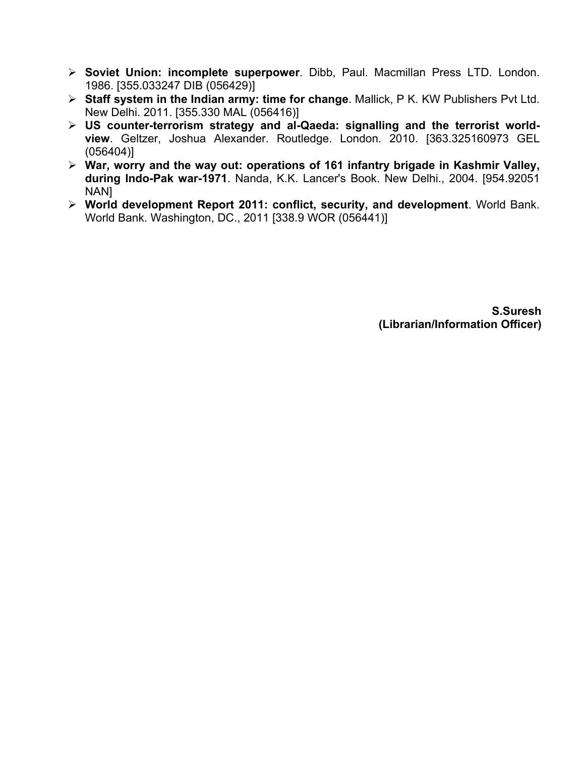- **Soviet Union: incomplete superpower**. Dibb, Paul. Macmillan Press LTD. London. 1986. [355.033247 DIB (056429)]
- **Staff system in the Indian army: time for change**. Mallick, P K. KW Publishers Pvt Ltd. New Delhi. 2011. [355.330 MAL (056416)]
- **US counter-terrorism strategy and al-Qaeda: signalling and the terrorist world-view**. Geltzer, Joshua Alexander. Routledge. London. 2010. [363.325160973 GEL (056404)]
- **War, worry and the way out: operations of 161 infantry brigade in Kashmir Valley, during Indo-Pak war-1971**. Nanda, K.K. Lancer's Book. New Delhi., 2004. [954.92051 NAN]
- **World development Report 2011: conflict, security, and development**. World Bank. World Bank. Washington, DC., 2011 [338.9 WOR (056441)]

**S.Suresh**
**(Librarian/Information Officer)**